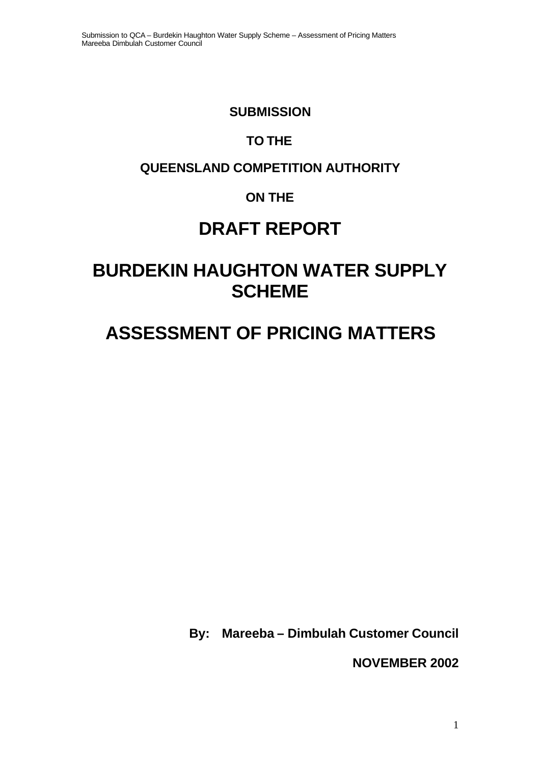**SUBMISSION**

**TO THE**

**QUEENSLAND COMPETITION AUTHORITY**

**ON THE**

# DRAFT REPORT

# BURDEKIN HAUGHTON WATER SUPPLY SCHEME

# ASSESSMENT OF PRICING MATTERS

**By: Mareeba – Dimbulah Customer Council**

**NOVEMBER 2002**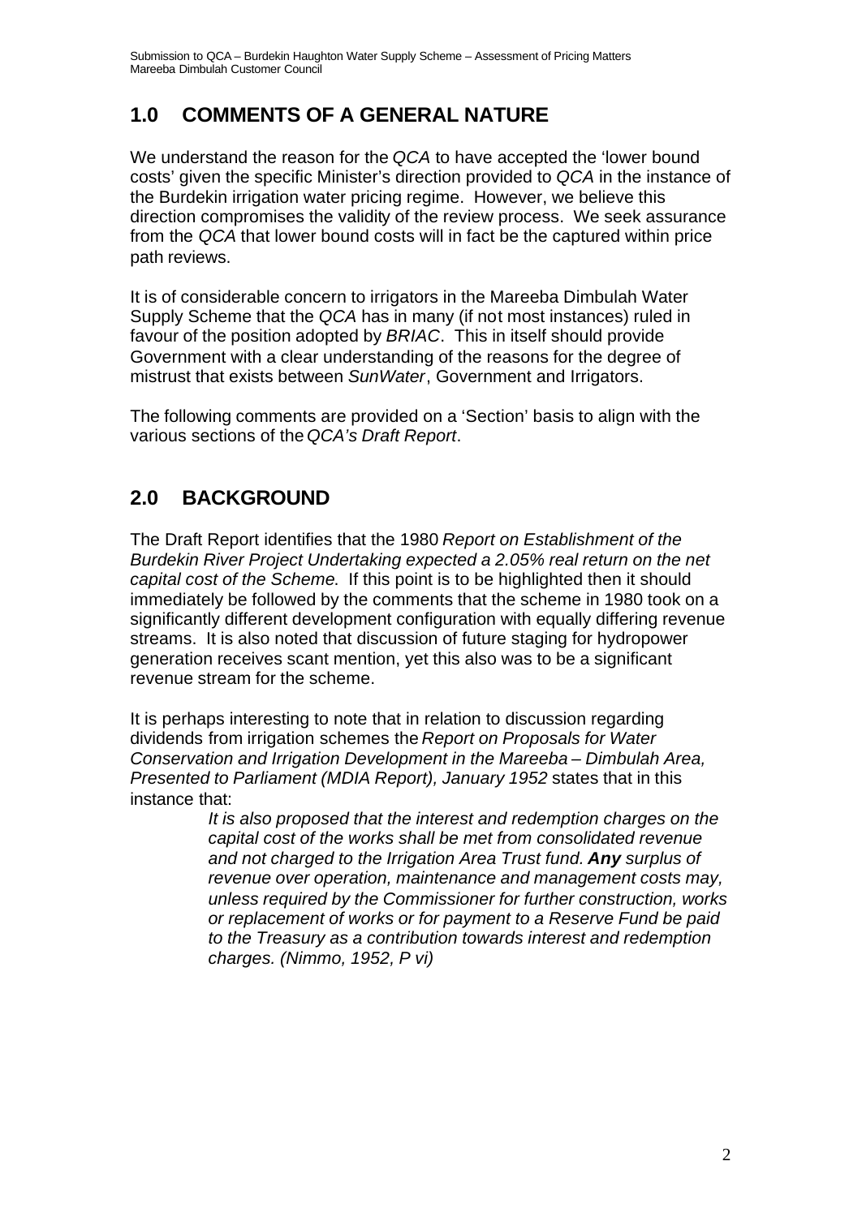## 1.0 COMMENTS OF A GENERAL NATURE

We understand the reason for the *QCA* to have accepted the 'lower bound costs' given the specific Minister's direction provided to *QCA* in the instance of the Burdekin irrigation water pricing regime. However, we believe this direction compromises the validity of the review process. We seek assurance from the *QCA* that lower bound costs will in fact be the captured within price path reviews.

It is of considerable concern to irrigators in the Mareeba Dimbulah Water Supply Scheme that the *QCA* has in many (if not most instances) ruled in favour of the position adopted by *BRIAC*. This in itself should provide Government with a clear understanding of the reasons for the degree of mistrust that exists between *SunWater*, Government and Irrigators.

The following comments are provided on a 'Section' basis to align with the various sections of the *QCA's Draft Report*.

## 2.0 BACKGROUND

The Draft Report identifies that the 1980 *Report on Establishment of the Burdekin River Project Undertaking expected a 2.05% real return on the net capital cost of the Scheme*. If this point is to be highlighted then it should immediately be followed by the comments that the scheme in 1980 took on a significantly different development configuration with equally differing revenue streams. It is also noted that discussion of future staging for hydropower generation receives scant mention, yet this also was to be a significant revenue stream for the scheme.

It is perhaps interesting to note that in relation to discussion regarding dividends from irrigation schemes the *Report on Proposals for Water Conservation and Irrigation Development in the Mareeba – Dimbulah Area, Presented to Parliament (MDIA Report), January 1952* states that in this instance that:

> *It is also proposed that the interest and redemption charges on the capital cost of the works shall be met from consolidated revenue and not charged to the Irrigation Area Trust fund. **Any** surplus of revenue over operation, maintenance and management costs may, unless required by the Commissioner for further construction, works or replacement of works or for payment to a Reserve Fund be paid to the Treasury as a contribution towards interest and redemption charges. (Nimmo, 1952, P vi)*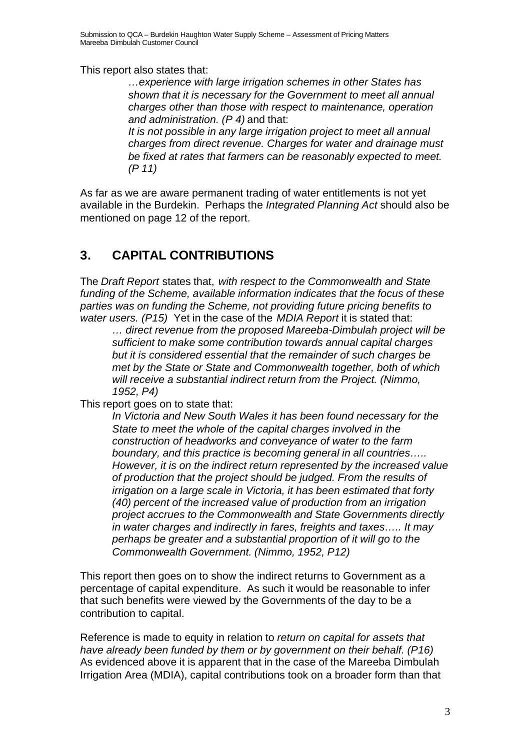This report also states that:

> *…experience with large irrigation schemes in other States has shown that it is necessary for the Government to meet all annual charges other than those with respect to maintenance, operation and administration. (P 4)* and that:
> *It is not possible in any large irrigation project to meet all annual charges from direct revenue. Charges for water and drainage must be fixed at rates that farmers can be reasonably expected to meet. (P 11)*

As far as we are aware permanent trading of water entitlements is not yet available in the Burdekin. Perhaps the *Integrated Planning Act* should also be mentioned on page 12 of the report.

## 3. CAPITAL CONTRIBUTIONS

The *Draft Report* states that, *with respect to the Commonwealth and State funding of the Scheme, available information indicates that the focus of these parties was on funding the Scheme, not providing future pricing benefits to water users. (P15)* Yet in the case of the *MDIA Report* it is stated that:

> *… direct revenue from the proposed Mareeba-Dimbulah project will be sufficient to make some contribution towards annual capital charges but it is considered essential that the remainder of such charges be met by the State or State and Commonwealth together, both of which will receive a substantial indirect return from the Project. (Nimmo, 1952, P4)*

This report goes on to state that:

> *In Victoria and New South Wales it has been found necessary for the State to meet the whole of the capital charges involved in the construction of headworks and conveyance of water to the farm boundary, and this practice is becoming general in all countries….. However, it is on the indirect return represented by the increased value of production that the project should be judged. From the results of irrigation on a large scale in Victoria, it has been estimated that forty (40) percent of the increased value of production from an irrigation project accrues to the Commonwealth and State Governments directly in water charges and indirectly in fares, freights and taxes….. It may perhaps be greater and a substantial proportion of it will go to the Commonwealth Government. (Nimmo, 1952, P12)*

This report then goes on to show the indirect returns to Government as a percentage of capital expenditure. As such it would be reasonable to infer that such benefits were viewed by the Governments of the day to be a contribution to capital.

Reference is made to equity in relation to *return on capital for assets that have already been funded by them or by government on their behalf. (P16)* As evidenced above it is apparent that in the case of the Mareeba Dimbulah Irrigation Area (MDIA), capital contributions took on a broader form than that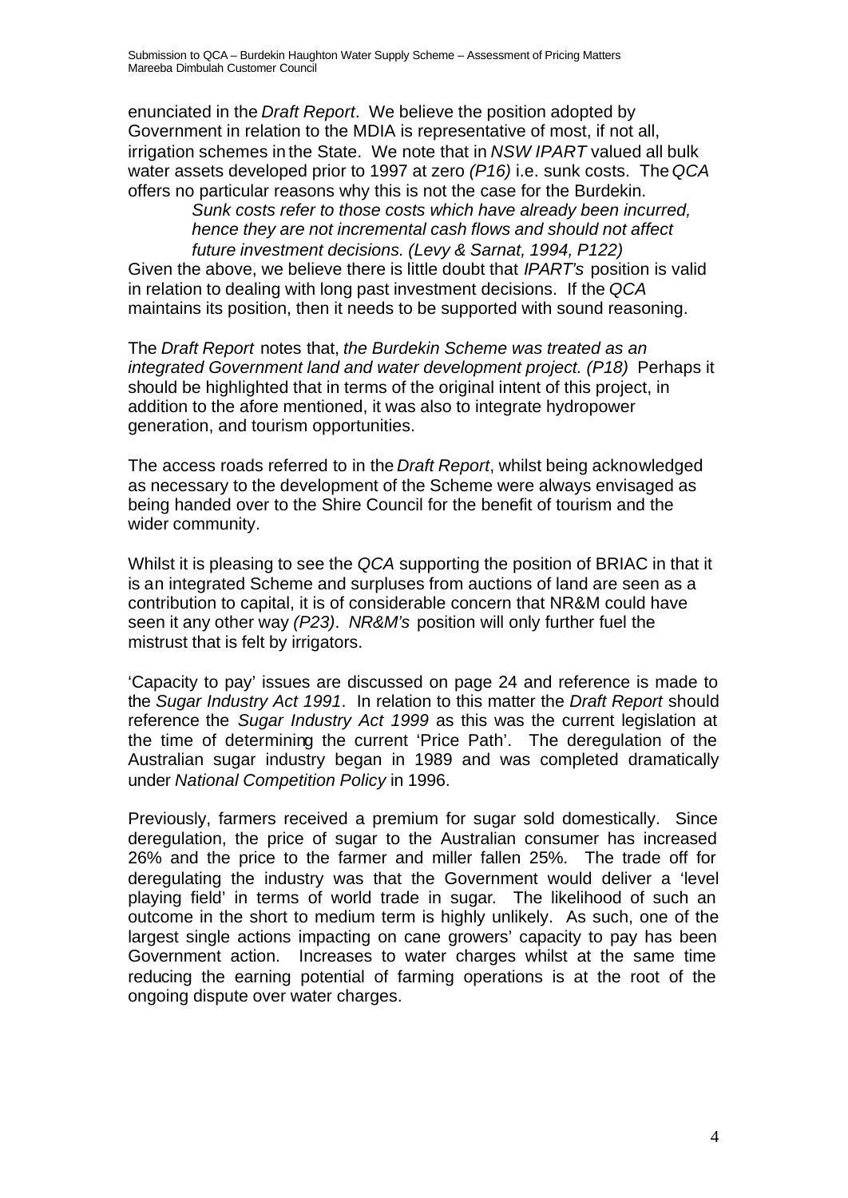enunciated in the *Draft Report*. We believe the position adopted by Government in relation to the MDIA is representative of most, if not all, irrigation schemes in the State. We note that in *NSW IPART* valued all bulk water assets developed prior to 1997 at zero *(P16)* i.e. sunk costs. The *QCA* offers no particular reasons why this is not the case for the Burdekin.

> *Sunk costs refer to those costs which have already been incurred, hence they are not incremental cash flows and should not affect future investment decisions. (Levy & Sarnat, 1994, P122)*

Given the above, we believe there is little doubt that *IPART's* position is valid in relation to dealing with long past investment decisions. If the *QCA* maintains its position, then it needs to be supported with sound reasoning.

The *Draft Report* notes that, *the Burdekin Scheme was treated as an integrated Government land and water development project. (P18)* Perhaps it should be highlighted that in terms of the original intent of this project, in addition to the afore mentioned, it was also to integrate hydropower generation, and tourism opportunities.

The access roads referred to in the *Draft Report*, whilst being acknowledged as necessary to the development of the Scheme were always envisaged as being handed over to the Shire Council for the benefit of tourism and the wider community.

Whilst it is pleasing to see the *QCA* supporting the position of BRIAC in that it is an integrated Scheme and surpluses from auctions of land are seen as a contribution to capital, it is of considerable concern that NR&M could have seen it any other way *(P23)*. *NR&M's* position will only further fuel the mistrust that is felt by irrigators.

'Capacity to pay' issues are discussed on page 24 and reference is made to the *Sugar Industry Act 1991*. In relation to this matter the *Draft Report* should reference the *Sugar Industry Act 1999* as this was the current legislation at the time of determining the current 'Price Path'. The deregulation of the Australian sugar industry began in 1989 and was completed dramatically under *National Competition Policy* in 1996.

Previously, farmers received a premium for sugar sold domestically. Since deregulation, the price of sugar to the Australian consumer has increased 26% and the price to the farmer and miller fallen 25%. The trade off for deregulating the industry was that the Government would deliver a 'level playing field' in terms of world trade in sugar. The likelihood of such an outcome in the short to medium term is highly unlikely. As such, one of the largest single actions impacting on cane growers' capacity to pay has been Government action. Increases to water charges whilst at the same time reducing the earning potential of farming operations is at the root of the ongoing dispute over water charges.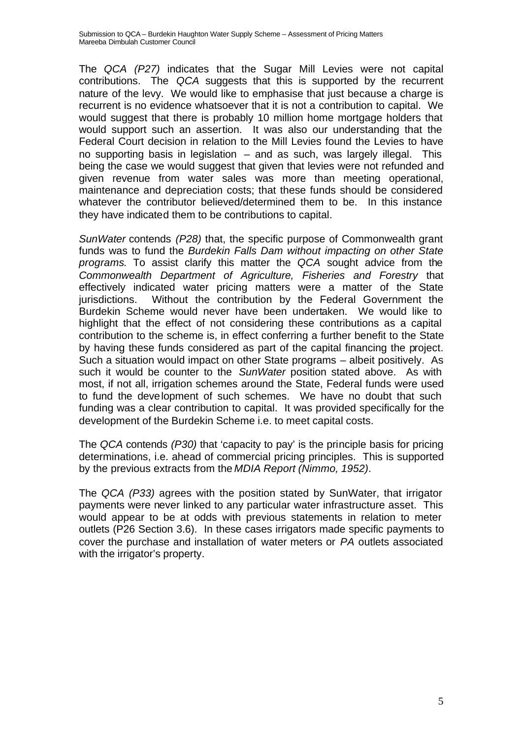The *QCA (P27)* indicates that the Sugar Mill Levies were not capital contributions. The *QCA* suggests that this is supported by the recurrent nature of the levy. We would like to emphasise that just because a charge is recurrent is no evidence whatsoever that it is not a contribution to capital. We would suggest that there is probably 10 million home mortgage holders that would support such an assertion. It was also our understanding that the Federal Court decision in relation to the Mill Levies found the Levies to have no supporting basis in legislation – and as such, was largely illegal. This being the case we would suggest that given that levies were not refunded and given revenue from water sales was more than meeting operational, maintenance and depreciation costs; that these funds should be considered whatever the contributor believed/determined them to be. In this instance they have indicated them to be contributions to capital.

*SunWater* contends *(P28)* that, the specific purpose of Commonwealth grant funds was to fund the *Burdekin Falls Dam without impacting on other State programs*. To assist clarify this matter the *QCA* sought advice from the *Commonwealth Department of Agriculture, Fisheries and Forestry* that effectively indicated water pricing matters were a matter of the State jurisdictions. Without the contribution by the Federal Government the Burdekin Scheme would never have been undertaken. We would like to highlight that the effect of not considering these contributions as a capital contribution to the scheme is, in effect conferring a further benefit to the State by having these funds considered as part of the capital financing the project. Such a situation would impact on other State programs – albeit positively. As such it would be counter to the *SunWater* position stated above. As with most, if not all, irrigation schemes around the State, Federal funds were used to fund the development of such schemes. We have no doubt that such funding was a clear contribution to capital. It was provided specifically for the development of the Burdekin Scheme i.e. to meet capital costs.

The *QCA* contends *(P30)* that 'capacity to pay' is the principle basis for pricing determinations, i.e. ahead of commercial pricing principles. This is supported by the previous extracts from the *MDIA Report (Nimmo, 1952)*.

The *QCA (P33)* agrees with the position stated by SunWater, that irrigator payments were never linked to any particular water infrastructure asset. This would appear to be at odds with previous statements in relation to meter outlets (P26 Section 3.6). In these cases irrigators made specific payments to cover the purchase and installation of water meters or *PA* outlets associated with the irrigator's property.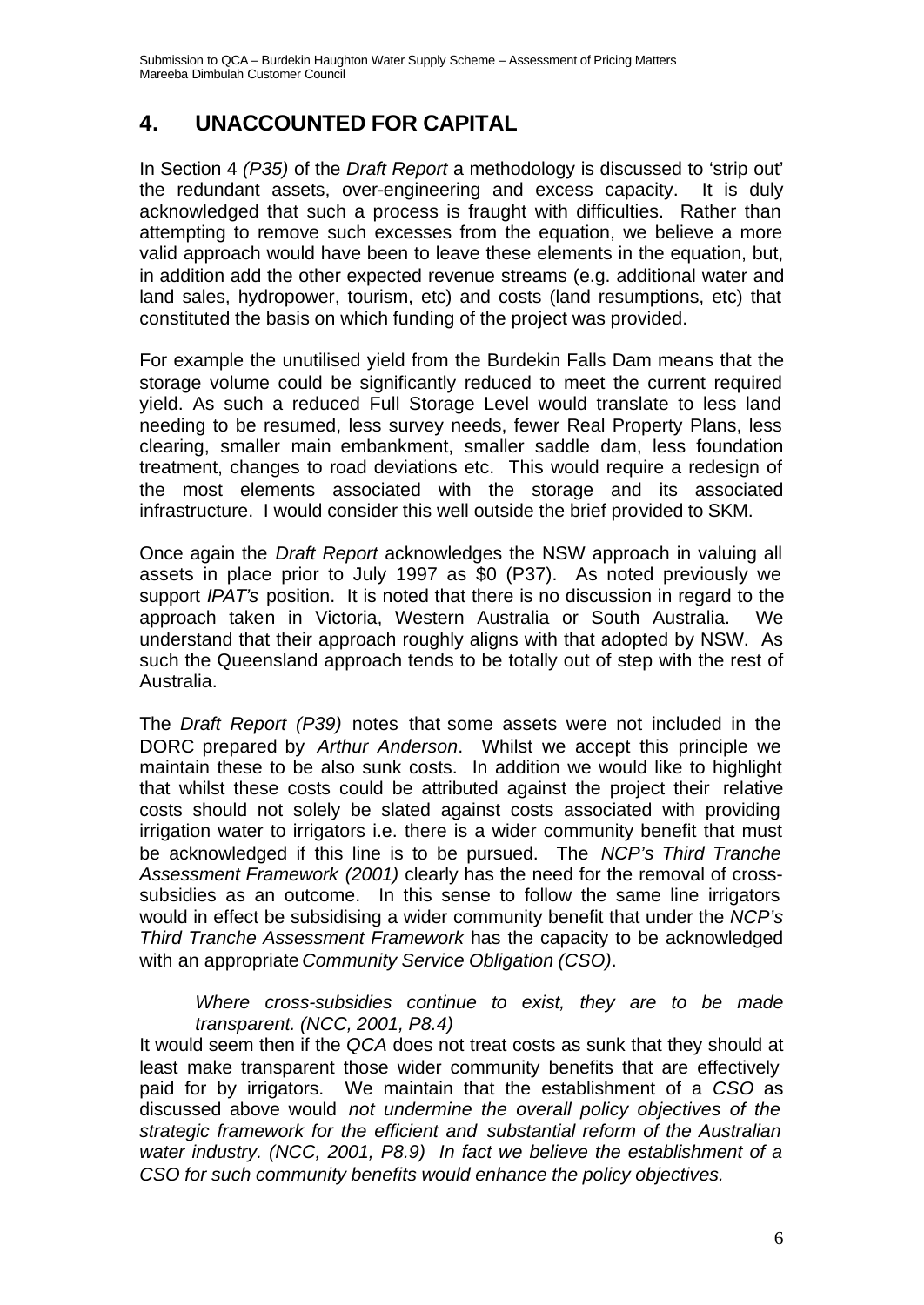## 4. UNACCOUNTED FOR CAPITAL

In Section 4 *(P35)* of the *Draft Report* a methodology is discussed to 'strip out' the redundant assets, over-engineering and excess capacity. It is duly acknowledged that such a process is fraught with difficulties. Rather than attempting to remove such excesses from the equation, we believe a more valid approach would have been to leave these elements in the equation, but, in addition add the other expected revenue streams (e.g. additional water and land sales, hydropower, tourism, etc) and costs (land resumptions, etc) that constituted the basis on which funding of the project was provided.

For example the unutilised yield from the Burdekin Falls Dam means that the storage volume could be significantly reduced to meet the current required yield. As such a reduced Full Storage Level would translate to less land needing to be resumed, less survey needs, fewer Real Property Plans, less clearing, smaller main embankment, smaller saddle dam, less foundation treatment, changes to road deviations etc. This would require a redesign of the most elements associated with the storage and its associated infrastructure. I would consider this well outside the brief provided to SKM.

Once again the *Draft Report* acknowledges the NSW approach in valuing all assets in place prior to July 1997 as \$0 (P37). As noted previously we support *IPAT's* position. It is noted that there is no discussion in regard to the approach taken in Victoria, Western Australia or South Australia. We understand that their approach roughly aligns with that adopted by NSW. As such the Queensland approach tends to be totally out of step with the rest of Australia.

The *Draft Report (P39)* notes that some assets were not included in the DORC prepared by *Arthur Anderson*. Whilst we accept this principle we maintain these to be also sunk costs. In addition we would like to highlight that whilst these costs could be attributed against the project their relative costs should not solely be slated against costs associated with providing irrigation water to irrigators i.e. there is a wider community benefit that must be acknowledged if this line is to be pursued. The *NCP's Third Tranche Assessment Framework (2001)* clearly has the need for the removal of cross-subsidies as an outcome. In this sense to follow the same line irrigators would in effect be subsidising a wider community benefit that under the *NCP's Third Tranche Assessment Framework* has the capacity to be acknowledged with an appropriate *Community Service Obligation (CSO)*.

> *Where cross-subsidies continue to exist, they are to be made transparent. (NCC, 2001, P8.4)*

It would seem then if the *QCA* does not treat costs as sunk that they should at least make transparent those wider community benefits that are effectively paid for by irrigators. We maintain that the establishment of a *CSO* as discussed above would *not undermine the overall policy objectives of the strategic framework for the efficient and substantial reform of the Australian water industry. (NCC, 2001, P8.9) In fact we believe the establishment of a CSO for such community benefits would enhance the policy objectives.*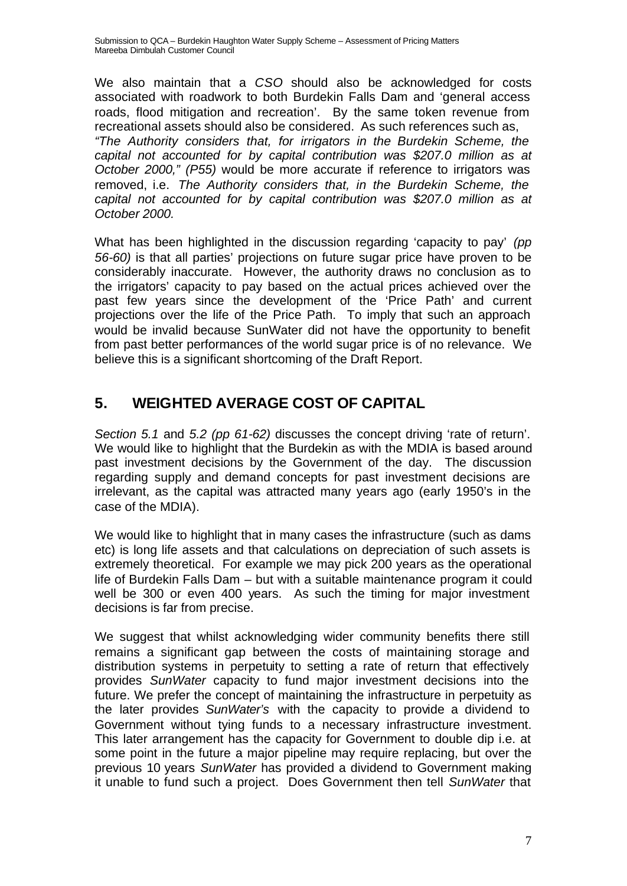We also maintain that a *CSO* should also be acknowledged for costs associated with roadwork to both Burdekin Falls Dam and 'general access roads, flood mitigation and recreation'. By the same token revenue from recreational assets should also be considered. As such references such as, *"The Authority considers that, for irrigators in the Burdekin Scheme, the capital not accounted for by capital contribution was $207.0 million as at October 2000," (P55)* would be more accurate if reference to irrigators was removed, i.e. *The Authority considers that, in the Burdekin Scheme, the capital not accounted for by capital contribution was $207.0 million as at October 2000.*

What has been highlighted in the discussion regarding 'capacity to pay' *(pp 56-60)* is that all parties' projections on future sugar price have proven to be considerably inaccurate. However, the authority draws no conclusion as to the irrigators' capacity to pay based on the actual prices achieved over the past few years since the development of the 'Price Path' and current projections over the life of the Price Path. To imply that such an approach would be invalid because SunWater did not have the opportunity to benefit from past better performances of the world sugar price is of no relevance. We believe this is a significant shortcoming of the Draft Report.

## 5. WEIGHTED AVERAGE COST OF CAPITAL

*Section 5.1* and *5.2 (pp 61-62)* discusses the concept driving 'rate of return'. We would like to highlight that the Burdekin as with the MDIA is based around past investment decisions by the Government of the day. The discussion regarding supply and demand concepts for past investment decisions are irrelevant, as the capital was attracted many years ago (early 1950's in the case of the MDIA).

We would like to highlight that in many cases the infrastructure (such as dams etc) is long life assets and that calculations on depreciation of such assets is extremely theoretical. For example we may pick 200 years as the operational life of Burdekin Falls Dam – but with a suitable maintenance program it could well be 300 or even 400 years. As such the timing for major investment decisions is far from precise.

We suggest that whilst acknowledging wider community benefits there still remains a significant gap between the costs of maintaining storage and distribution systems in perpetuity to setting a rate of return that effectively provides *SunWater* capacity to fund major investment decisions into the future. We prefer the concept of maintaining the infrastructure in perpetuity as the later provides *SunWater's* with the capacity to provide a dividend to Government without tying funds to a necessary infrastructure investment. This later arrangement has the capacity for Government to double dip i.e. at some point in the future a major pipeline may require replacing, but over the previous 10 years *SunWater* has provided a dividend to Government making it unable to fund such a project. Does Government then tell *SunWater* that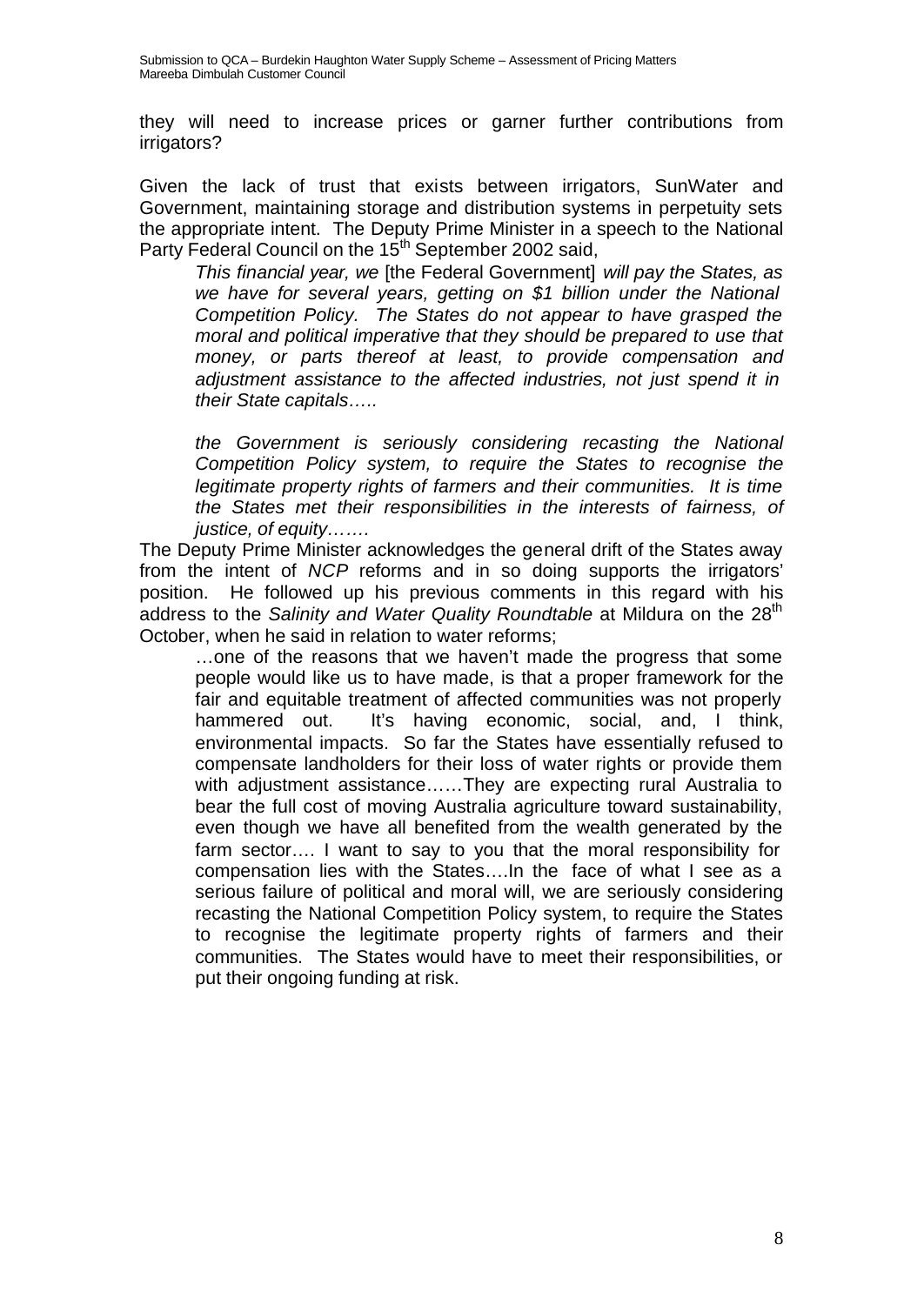they will need to increase prices or garner further contributions from irrigators?

Given the lack of trust that exists between irrigators, SunWater and Government, maintaining storage and distribution systems in perpetuity sets the appropriate intent. The Deputy Prime Minister in a speech to the National Party Federal Council on the 15th September 2002 said,

> *This financial year, we* [the Federal Government] *will pay the States, as we have for several years, getting on $1 billion under the National Competition Policy. The States do not appear to have grasped the moral and political imperative that they should be prepared to use that money, or parts thereof at least, to provide compensation and adjustment assistance to the affected industries, not just spend it in their State capitals…..*
>
> *the Government is seriously considering recasting the National Competition Policy system, to require the States to recognise the legitimate property rights of farmers and their communities. It is time the States met their responsibilities in the interests of fairness, of justice, of equity…….*

The Deputy Prime Minister acknowledges the general drift of the States away from the intent of *NCP* reforms and in so doing supports the irrigators' position. He followed up his previous comments in this regard with his address to the *Salinity and Water Quality Roundtable* at Mildura on the 28th October, when he said in relation to water reforms;

> …one of the reasons that we haven't made the progress that some people would like us to have made, is that a proper framework for the fair and equitable treatment of affected communities was not properly hammered out. It's having economic, social, and, I think, environmental impacts. So far the States have essentially refused to compensate landholders for their loss of water rights or provide them with adjustment assistance……They are expecting rural Australia to bear the full cost of moving Australia agriculture toward sustainability, even though we have all benefited from the wealth generated by the farm sector…. I want to say to you that the moral responsibility for compensation lies with the States….In the face of what I see as a serious failure of political and moral will, we are seriously considering recasting the National Competition Policy system, to require the States to recognise the legitimate property rights of farmers and their communities. The States would have to meet their responsibilities, or put their ongoing funding at risk.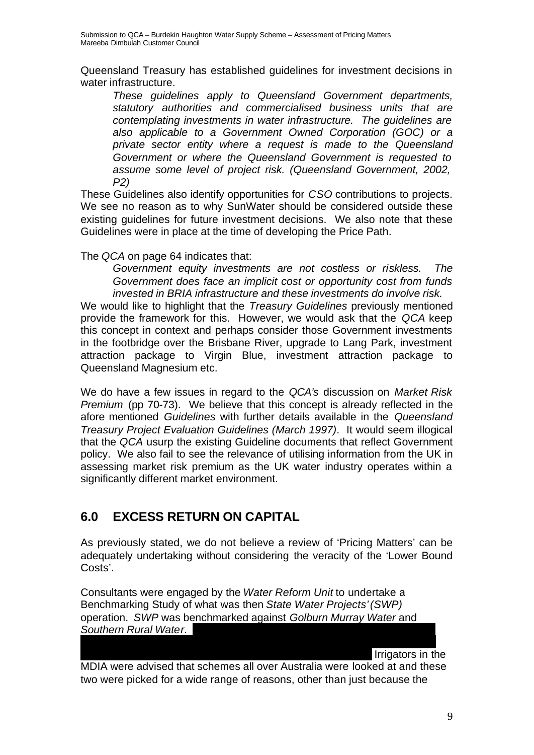Queensland Treasury has established guidelines for investment decisions in water infrastructure.

> *These guidelines apply to Queensland Government departments, statutory authorities and commercialised business units that are contemplating investments in water infrastructure. The guidelines are also applicable to a Government Owned Corporation (GOC) or a private sector entity where a request is made to the Queensland Government or where the Queensland Government is requested to assume some level of project risk. (Queensland Government, 2002, P2)*

These Guidelines also identify opportunities for *CSO* contributions to projects. We see no reason as to why SunWater should be considered outside these existing guidelines for future investment decisions. We also note that these Guidelines were in place at the time of developing the Price Path.

The *QCA* on page 64 indicates that:

> *Government equity investments are not costless or riskless. The Government does face an implicit cost or opportunity cost from funds invested in BRIA infrastructure and these investments do involve risk.*

We would like to highlight that the *Treasury Guidelines* previously mentioned provide the framework for this. However, we would ask that the *QCA* keep this concept in context and perhaps consider those Government investments in the footbridge over the Brisbane River, upgrade to Lang Park, investment attraction package to Virgin Blue, investment attraction package to Queensland Magnesium etc.

We do have a few issues in regard to the *QCA's* discussion on *Market Risk Premium* (pp 70-73). We believe that this concept is already reflected in the afore mentioned *Guidelines* with further details available in the *Queensland Treasury Project Evaluation Guidelines (March 1997)*. It would seem illogical that the *QCA* usurp the existing Guideline documents that reflect Government policy. We also fail to see the relevance of utilising information from the UK in assessing market risk premium as the UK water industry operates within a significantly different market environment.

## 6.0 EXCESS RETURN ON CAPITAL

As previously stated, we do not believe a review of 'Pricing Matters' can be adequately undertaking without considering the veracity of the 'Lower Bound Costs'.

Consultants were engaged by the *Water Reform Unit* to undertake a Benchmarking Study of what was then *State Water Projects' (SWP)* operation. *SWP* was benchmarked against *Golburn Murray Water* and *Southern Rural Water*. Irrigators in the MDIA were advised that schemes all over Australia were looked at and these two were picked for a wide range of reasons, other than just because the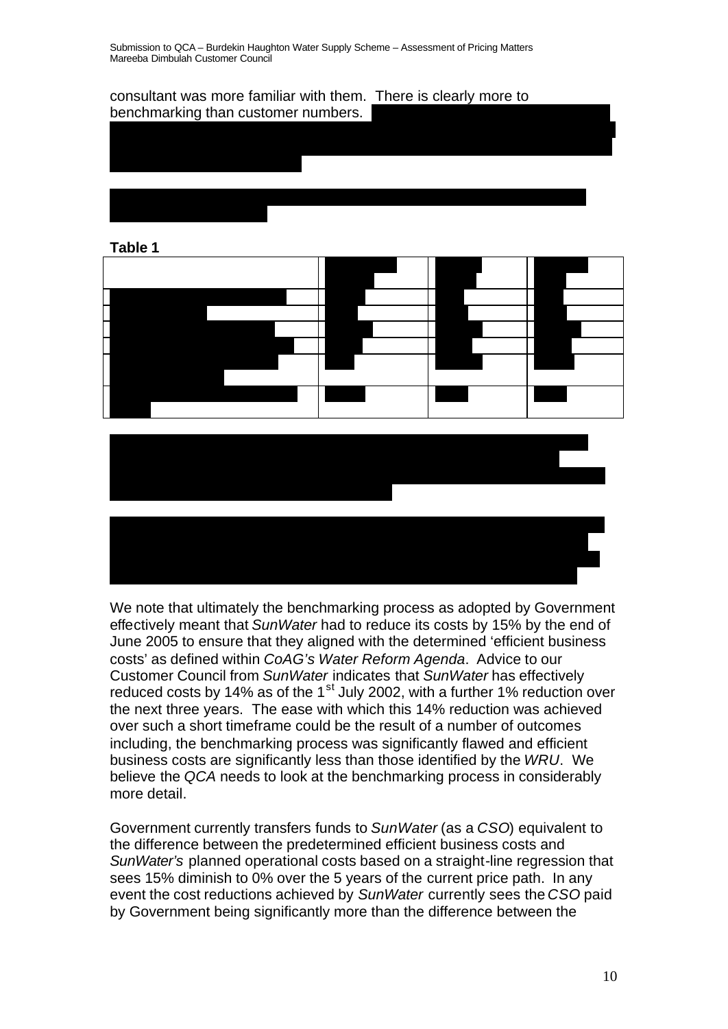consultant was more familiar with them. There is clearly more to benchmarking than customer numbers.

**Table 1**

| | | | |
|---|---|---|---|
| | | | |
| | | | |
| | | | |
| | | | |
| | | | |
| | | | |

We note that ultimately the benchmarking process as adopted by Government effectively meant that *SunWater* had to reduce its costs by 15% by the end of June 2005 to ensure that they aligned with the determined 'efficient business costs' as defined within *CoAG's Water Reform Agenda*. Advice to our Customer Council from *SunWater* indicates that *SunWater* has effectively reduced costs by 14% as of the 1st July 2002, with a further 1% reduction over the next three years. The ease with which this 14% reduction was achieved over such a short timeframe could be the result of a number of outcomes including, the benchmarking process was significantly flawed and efficient business costs are significantly less than those identified by the *WRU*. We believe the *QCA* needs to look at the benchmarking process in considerably more detail.

Government currently transfers funds to *SunWater* (as a *CSO*) equivalent to the difference between the predetermined efficient business costs and *SunWater's* planned operational costs based on a straight-line regression that sees 15% diminish to 0% over the 5 years of the current price path. In any event the cost reductions achieved by *SunWater* currently sees the *CSO* paid by Government being significantly more than the difference between the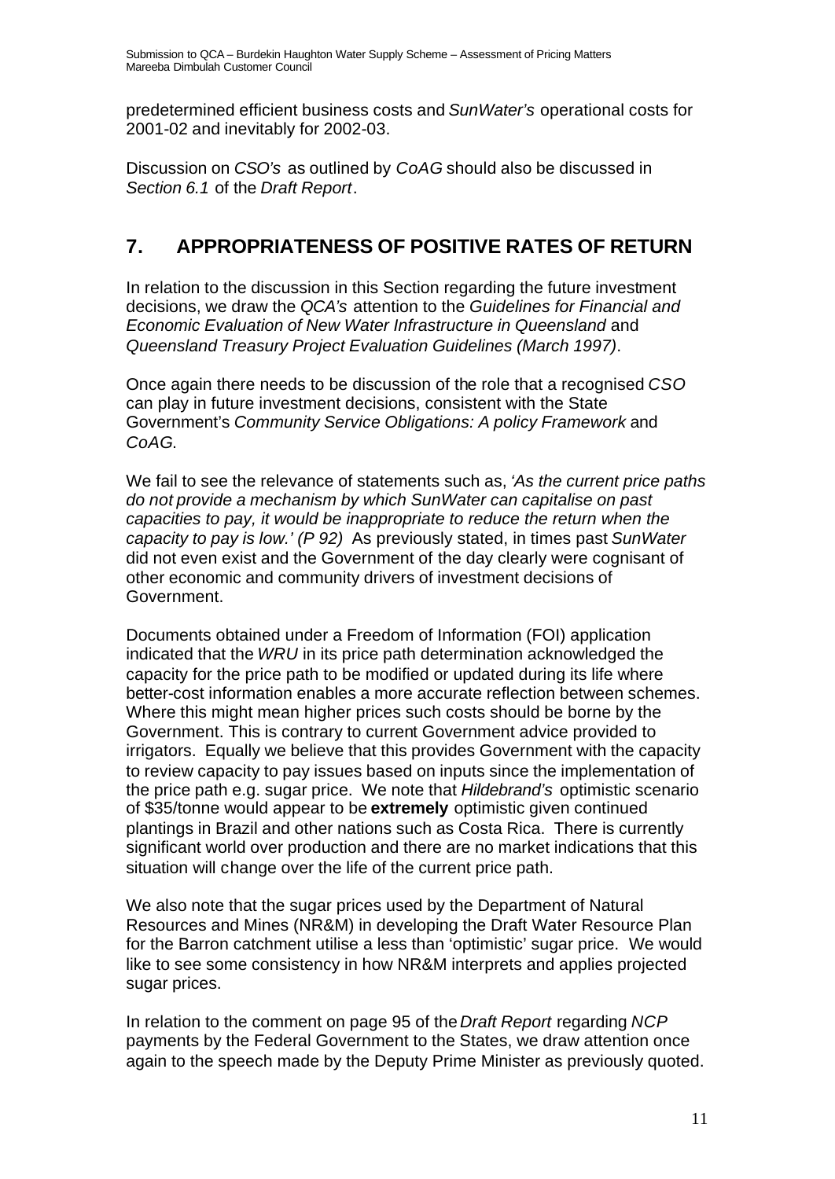predetermined efficient business costs and *SunWater's* operational costs for 2001-02 and inevitably for 2002-03.

Discussion on *CSO's* as outlined by *CoAG* should also be discussed in *Section 6.1* of the *Draft Report*.

## 7. APPROPRIATENESS OF POSITIVE RATES OF RETURN

In relation to the discussion in this Section regarding the future investment decisions, we draw the *QCA's* attention to the *Guidelines for Financial and Economic Evaluation of New Water Infrastructure in Queensland* and *Queensland Treasury Project Evaluation Guidelines (March 1997)*.

Once again there needs to be discussion of the role that a recognised *CSO* can play in future investment decisions, consistent with the State Government's *Community Service Obligations: A policy Framework* and *CoAG*.

We fail to see the relevance of statements such as, *'As the current price paths do not provide a mechanism by which SunWater can capitalise on past capacities to pay, it would be inappropriate to reduce the return when the capacity to pay is low.' (P 92)* As previously stated, in times past *SunWater* did not even exist and the Government of the day clearly were cognisant of other economic and community drivers of investment decisions of Government.

Documents obtained under a Freedom of Information (FOI) application indicated that the *WRU* in its price path determination acknowledged the capacity for the price path to be modified or updated during its life where better-cost information enables a more accurate reflection between schemes. Where this might mean higher prices such costs should be borne by the Government. This is contrary to current Government advice provided to irrigators. Equally we believe that this provides Government with the capacity to review capacity to pay issues based on inputs since the implementation of the price path e.g. sugar price. We note that *Hildebrand's* optimistic scenario of $35/tonne would appear to be **extremely** optimistic given continued plantings in Brazil and other nations such as Costa Rica. There is currently significant world over production and there are no market indications that this situation will change over the life of the current price path.

We also note that the sugar prices used by the Department of Natural Resources and Mines (NR&M) in developing the Draft Water Resource Plan for the Barron catchment utilise a less than 'optimistic' sugar price. We would like to see some consistency in how NR&M interprets and applies projected sugar prices.

In relation to the comment on page 95 of the *Draft Report* regarding *NCP* payments by the Federal Government to the States, we draw attention once again to the speech made by the Deputy Prime Minister as previously quoted.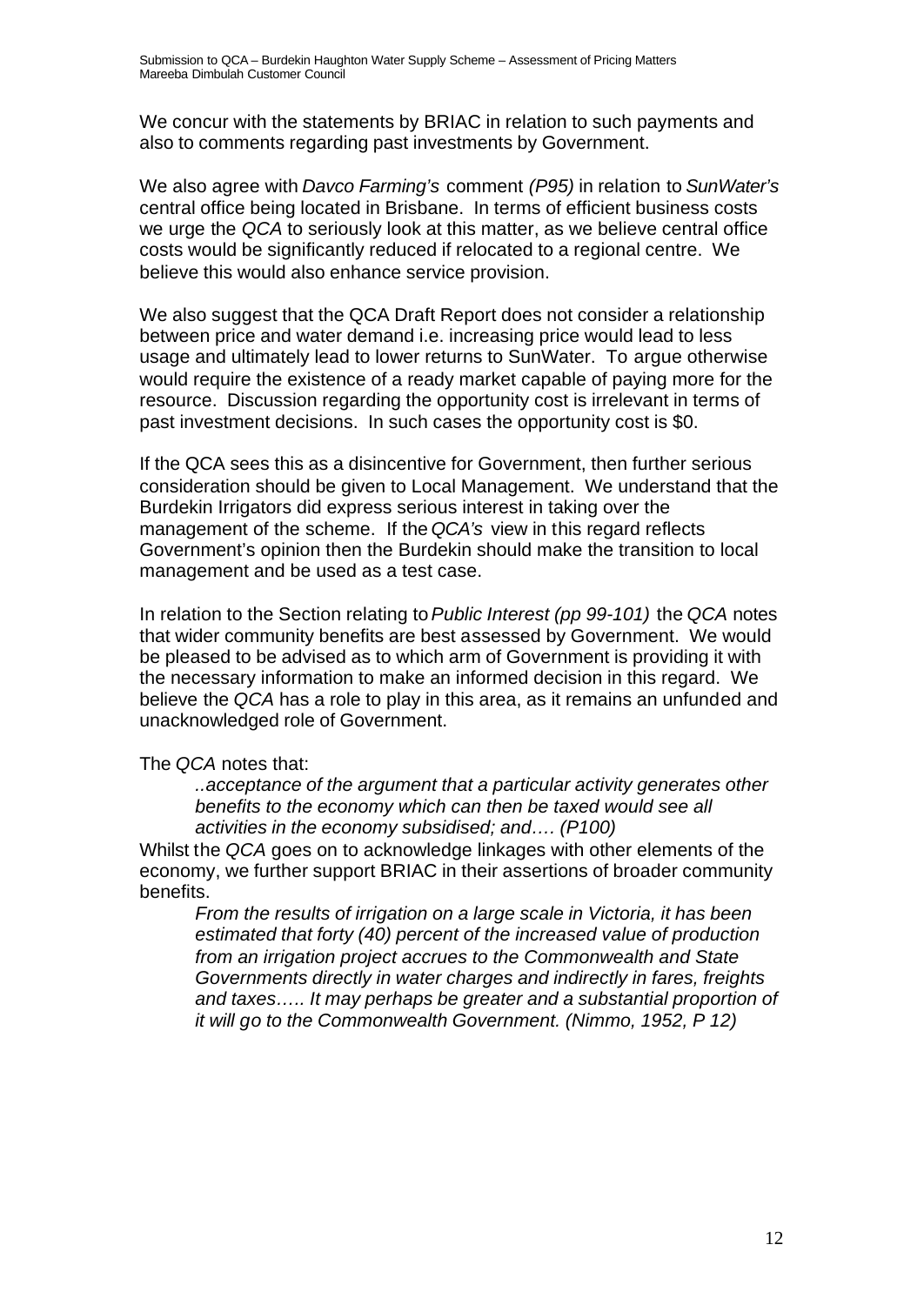We concur with the statements by BRIAC in relation to such payments and also to comments regarding past investments by Government.

We also agree with *Davco Farming's* comment *(P95)* in relation to *SunWater's* central office being located in Brisbane. In terms of efficient business costs we urge the *QCA* to seriously look at this matter, as we believe central office costs would be significantly reduced if relocated to a regional centre. We believe this would also enhance service provision.

We also suggest that the QCA Draft Report does not consider a relationship between price and water demand i.e. increasing price would lead to less usage and ultimately lead to lower returns to SunWater. To argue otherwise would require the existence of a ready market capable of paying more for the resource. Discussion regarding the opportunity cost is irrelevant in terms of past investment decisions. In such cases the opportunity cost is $0.

If the QCA sees this as a disincentive for Government, then further serious consideration should be given to Local Management. We understand that the Burdekin Irrigators did express serious interest in taking over the management of the scheme. If the *QCA's* view in this regard reflects Government's opinion then the Burdekin should make the transition to local management and be used as a test case.

In relation to the Section relating to *Public Interest (pp 99-101)* the *QCA* notes that wider community benefits are best assessed by Government. We would be pleased to be advised as to which arm of Government is providing it with the necessary information to make an informed decision in this regard. We believe the *QCA* has a role to play in this area, as it remains an unfunded and unacknowledged role of Government.

The *QCA* notes that:

> *..acceptance of the argument that a particular activity generates other benefits to the economy which can then be taxed would see all activities in the economy subsidised; and…. (P100)*

Whilst the *QCA* goes on to acknowledge linkages with other elements of the economy, we further support BRIAC in their assertions of broader community benefits.

> *From the results of irrigation on a large scale in Victoria, it has been estimated that forty (40) percent of the increased value of production from an irrigation project accrues to the Commonwealth and State Governments directly in water charges and indirectly in fares, freights and taxes….. It may perhaps be greater and a substantial proportion of it will go to the Commonwealth Government. (Nimmo, 1952, P 12)*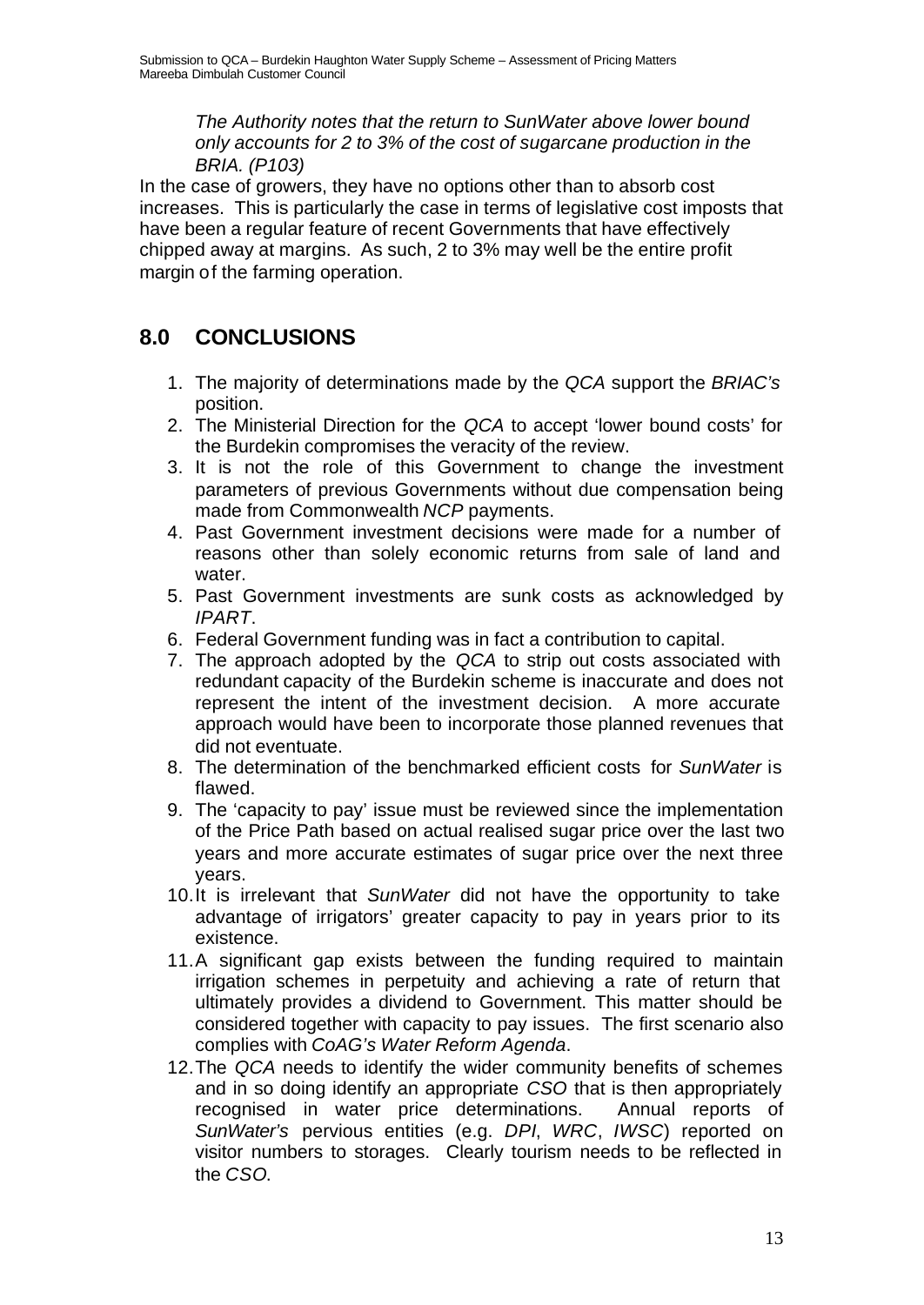> *The Authority notes that the return to SunWater above lower bound only accounts for 2 to 3% of the cost of sugarcane production in the BRIA. (P103)*

In the case of growers, they have no options other than to absorb cost increases. This is particularly the case in terms of legislative cost imposts that have been a regular feature of recent Governments that have effectively chipped away at margins. As such, 2 to 3% may well be the entire profit margin of the farming operation.

## 8.0 CONCLUSIONS

1. The majority of determinations made by the *QCA* support the *BRIAC's* position.
2. The Ministerial Direction for the *QCA* to accept 'lower bound costs' for the Burdekin compromises the veracity of the review.
3. It is not the role of this Government to change the investment parameters of previous Governments without due compensation being made from Commonwealth *NCP* payments.
4. Past Government investment decisions were made for a number of reasons other than solely economic returns from sale of land and water.
5. Past Government investments are sunk costs as acknowledged by *IPART*.
6. Federal Government funding was in fact a contribution to capital.
7. The approach adopted by the *QCA* to strip out costs associated with redundant capacity of the Burdekin scheme is inaccurate and does not represent the intent of the investment decision. A more accurate approach would have been to incorporate those planned revenues that did not eventuate.
8. The determination of the benchmarked efficient costs for *SunWater* is flawed.
9. The 'capacity to pay' issue must be reviewed since the implementation of the Price Path based on actual realised sugar price over the last two years and more accurate estimates of sugar price over the next three years.
10. It is irrelevant that *SunWater* did not have the opportunity to take advantage of irrigators' greater capacity to pay in years prior to its existence.
11. A significant gap exists between the funding required to maintain irrigation schemes in perpetuity and achieving a rate of return that ultimately provides a dividend to Government. This matter should be considered together with capacity to pay issues. The first scenario also complies with *CoAG's Water Reform Agenda*.
12. The *QCA* needs to identify the wider community benefits of schemes and in so doing identify an appropriate *CSO* that is then appropriately recognised in water price determinations. Annual reports of *SunWater's* pervious entities (e.g. *DPI*, *WRC*, *IWSC*) reported on visitor numbers to storages. Clearly tourism needs to be reflected in the *CSO*.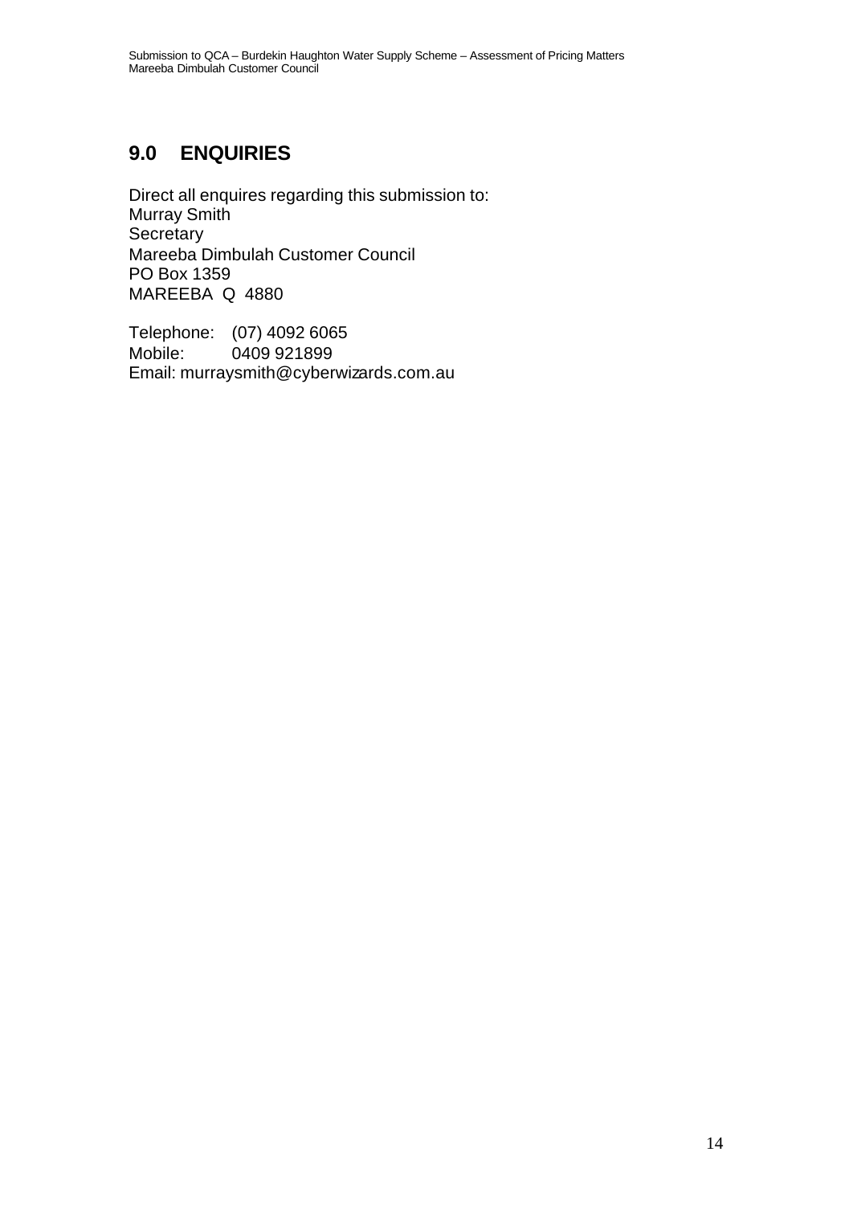## 9.0 ENQUIRIES

Direct all enquires regarding this submission to:
Murray Smith
Secretary
Mareeba Dimbulah Customer Council
PO Box 1359
MAREEBA Q 4880

Telephone: (07) 4092 6065
Mobile: 0409 921899
Email: murraysmith@cyberwizards.com.au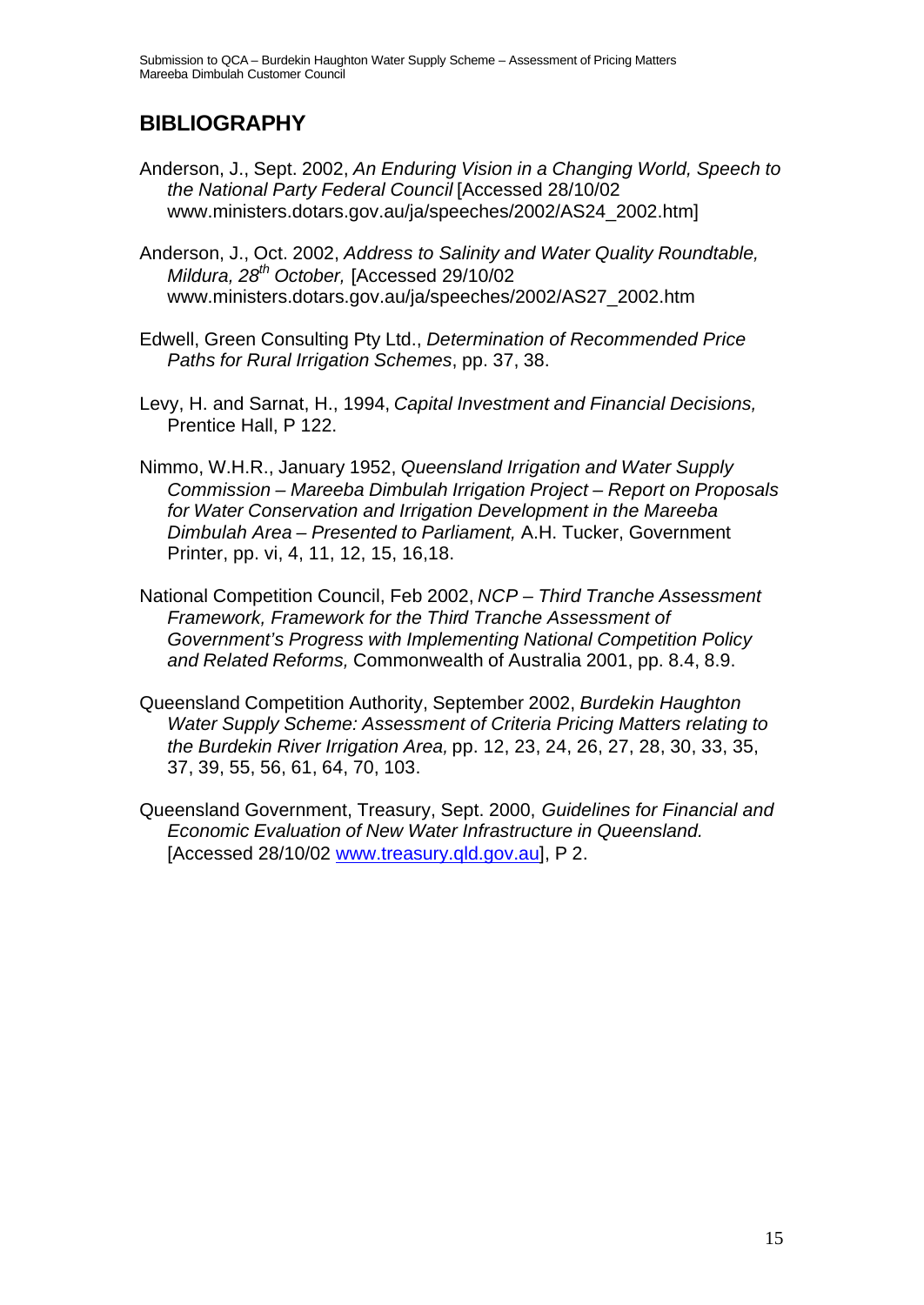## BIBLIOGRAPHY

Anderson, J., Sept. 2002, *An Enduring Vision in a Changing World, Speech to the National Party Federal Council* [Accessed 28/10/02 www.ministers.dotars.gov.au/ja/speeches/2002/AS24_2002.htm]

Anderson, J., Oct. 2002, *Address to Salinity and Water Quality Roundtable, Mildura, 28th October,* [Accessed 29/10/02 www.ministers.dotars.gov.au/ja/speeches/2002/AS27_2002.htm

Edwell, Green Consulting Pty Ltd., *Determination of Recommended Price Paths for Rural Irrigation Schemes*, pp. 37, 38.

Levy, H. and Sarnat, H., 1994, *Capital Investment and Financial Decisions,* Prentice Hall, P 122.

Nimmo, W.H.R., January 1952, *Queensland Irrigation and Water Supply Commission – Mareeba Dimbulah Irrigation Project – Report on Proposals for Water Conservation and Irrigation Development in the Mareeba Dimbulah Area – Presented to Parliament,* A.H. Tucker, Government Printer, pp. vi, 4, 11, 12, 15, 16,18.

National Competition Council, Feb 2002, *NCP – Third Tranche Assessment Framework, Framework for the Third Tranche Assessment of Government's Progress with Implementing National Competition Policy and Related Reforms,* Commonwealth of Australia 2001, pp. 8.4, 8.9.

Queensland Competition Authority, September 2002, *Burdekin Haughton Water Supply Scheme: Assessment of Criteria Pricing Matters relating to the Burdekin River Irrigation Area,* pp. 12, 23, 24, 26, 27, 28, 30, 33, 35, 37, 39, 55, 56, 61, 64, 70, 103.

Queensland Government, Treasury, Sept. 2000, *Guidelines for Financial and Economic Evaluation of New Water Infrastructure in Queensland.* [Accessed 28/10/02 www.treasury.qld.gov.au], P 2.